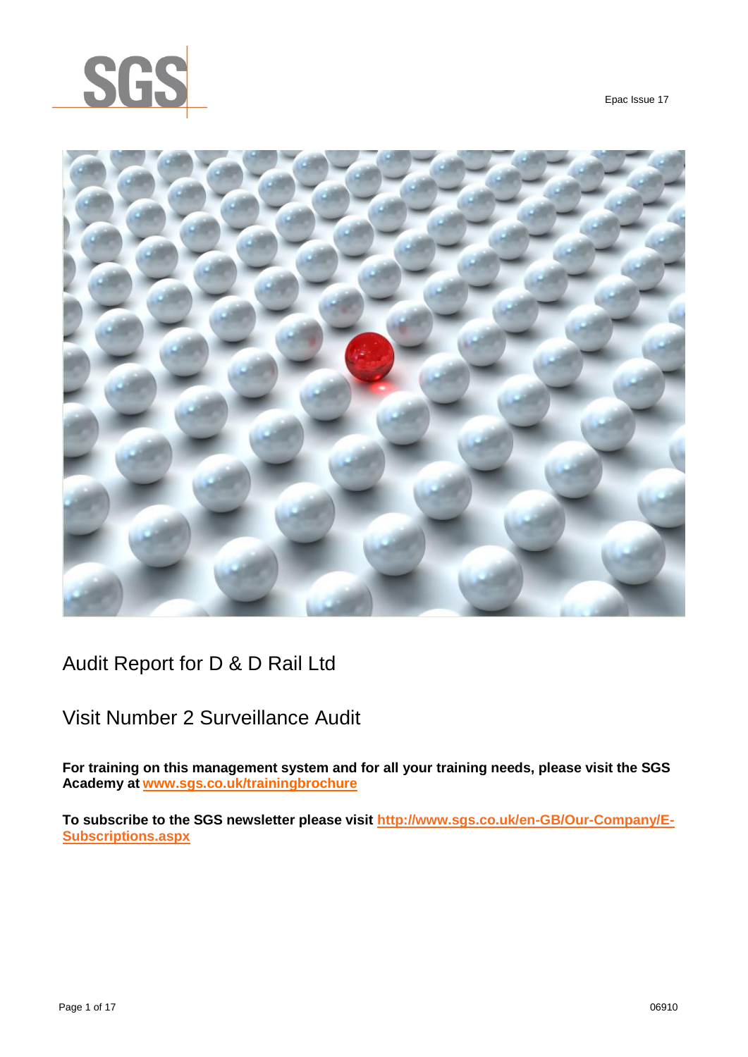SGS

Epac Issue 17

# Audit Report for D & D Rail Ltd

## Visit Number 2 Surveillance Audit

**For training on this management system and for all your training needs, please visit the SGS Academy at [www.sgs.co.uk/trainingbrochure](www.sgs.co.uk/trainingbrochure)**

**To subscribe to the SGS newsletter please visit [http://www.sgs.co.uk/en-GB/Our-Company/E-Subscriptions.aspx](http://www.sgs.co.uk/en-GB/Our-Company/E-Subscriptions.aspx)**

06910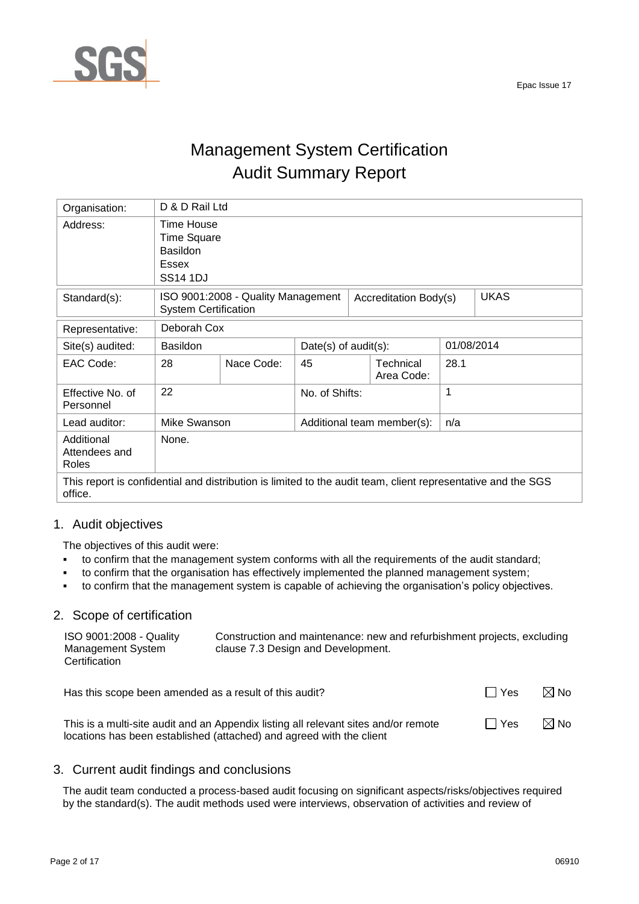Epac Issue 17

# Management System Certification Audit Summary Report

| | | | | | | |
|---|---|---|---|---|---|---|
| Organisation: | D & D Rail Ltd | | | | | |
| Address: | Time House<br>Time Square<br>Basildon<br>Essex<br>SS14 1DJ | | | | | |
| Standard(s): | ISO 9001:2008 - Quality Management System Certification | | | Accreditation Body(s) | | UKAS |
| Representative: | Deborah Cox | | | | | |
| Site(s) audited: | Basildon | | Date(s) of audit(s): | | 01/08/2014 | |
| EAC Code: | 28 | Nace Code: | 45 | Technical Area Code: | 28.1 | |
| Effective No. of Personnel | 22 | | No. of Shifts: | | 1 | |
| Lead auditor: | Mike Swanson | | Additional team member(s): | | n/a | |
| Additional Attendees and Roles | None. | | | | | |
| This report is confidential and distribution is limited to the audit team, client representative and the SGS office. | | | | | | |

## 1. Audit objectives

The objectives of this audit were:

- to confirm that the management system conforms with all the requirements of the audit standard;
- to confirm that the organisation has effectively implemented the planned management system;
- to confirm that the management system is capable of achieving the organisation's policy objectives.

## 2. Scope of certification

| | |
|---|---|
| ISO 9001:2008 - Quality Management System Certification | Construction and maintenance: new and refurbishment projects, excluding clause 7.3 Design and Development. |

Has this scope been amended as a result of this audit? ☐ Yes ☒ No

This is a multi-site audit and an Appendix listing all relevant sites and/or remote locations has been established (attached) and agreed with the client ☐ Yes ☒ No

## 3. Current audit findings and conclusions

The audit team conducted a process-based audit focusing on significant aspects/risks/objectives required by the standard(s). The audit methods used were interviews, observation of activities and review of

06910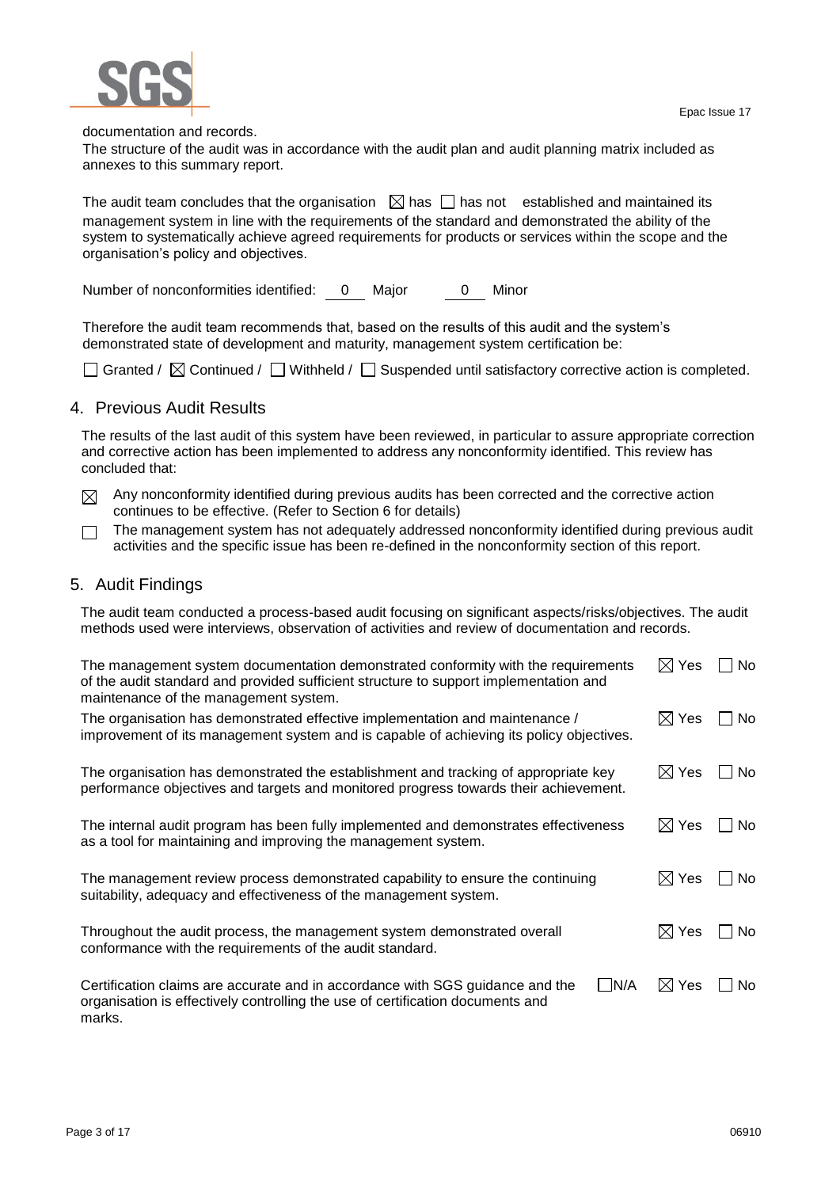documentation and records.

The structure of the audit was in accordance with the audit plan and audit planning matrix included as annexes to this summary report.

The audit team concludes that the organisation ☒ has ☐ has not established and maintained its management system in line with the requirements of the standard and demonstrated the ability of the system to systematically achieve agreed requirements for products or services within the scope and the organisation's policy and objectives.

Number of nonconformities identified: 0 Major 0 Minor

Therefore the audit team recommends that, based on the results of this audit and the system's demonstrated state of development and maturity, management system certification be:

☐ Granted / ☒ Continued / ☐ Withheld / ☐ Suspended until satisfactory corrective action is completed.

## 4. Previous Audit Results

The results of the last audit of this system have been reviewed, in particular to assure appropriate correction and corrective action has been implemented to address any nonconformity identified. This review has concluded that:

☒ Any nonconformity identified during previous audits has been corrected and the corrective action continues to be effective. (Refer to Section 6 for details)

☐ The management system has not adequately addressed nonconformity identified during previous audit activities and the specific issue has been re-defined in the nonconformity section of this report.

## 5. Audit Findings

The audit team conducted a process-based audit focusing on significant aspects/risks/objectives. The audit methods used were interviews, observation of activities and review of documentation and records.

| | | | |
|---|---|---|---|
| The management system documentation demonstrated conformity with the requirements of the audit standard and provided sufficient structure to support implementation and maintenance of the management system. | | ☒ Yes | ☐ No |
| The organisation has demonstrated effective implementation and maintenance / improvement of its management system and is capable of achieving its policy objectives. | | ☒ Yes | ☐ No |
| The organisation has demonstrated the establishment and tracking of appropriate key performance objectives and targets and monitored progress towards their achievement. | | ☒ Yes | ☐ No |
| The internal audit program has been fully implemented and demonstrates effectiveness as a tool for maintaining and improving the management system. | | ☒ Yes | ☐ No |
| The management review process demonstrated capability to ensure the continuing suitability, adequacy and effectiveness of the management system. | | ☒ Yes | ☐ No |
| Throughout the audit process, the management system demonstrated overall conformance with the requirements of the audit standard. | | ☒ Yes | ☐ No |
| Certification claims are accurate and in accordance with SGS guidance and the organisation is effectively controlling the use of certification documents and marks. | ☐ N/A | ☒ Yes | ☐ No |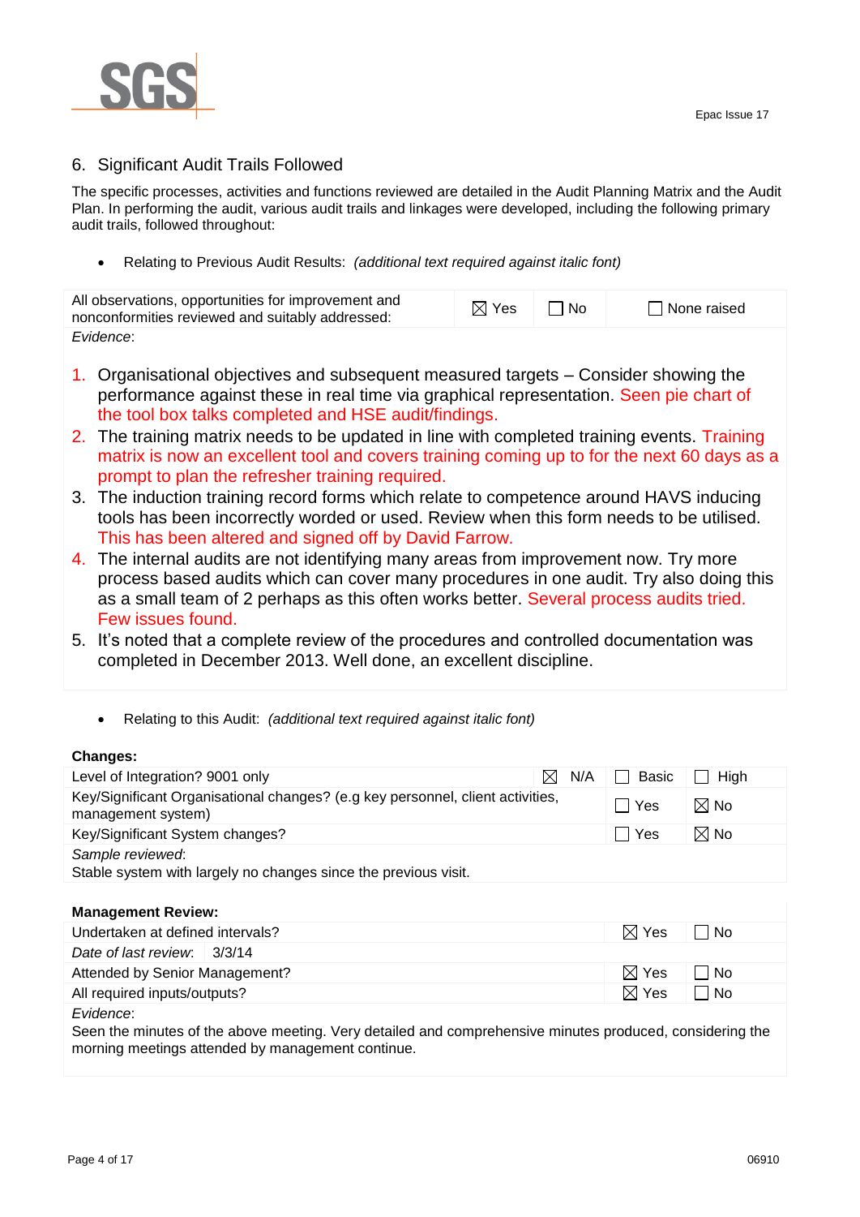## 6. Significant Audit Trails Followed

The specific processes, activities and functions reviewed are detailed in the Audit Planning Matrix and the Audit Plan. In performing the audit, various audit trails and linkages were developed, including the following primary audit trails, followed throughout:

- Relating to Previous Audit Results: *(additional text required against italic font)*

| All observations, opportunities for improvement and nonconformities reviewed and suitably addressed: | ☒ Yes | ☐ No | ☐ None raised |
|---|---|---|---|

*Evidence*:

1. Organisational objectives and subsequent measured targets – Consider showing the performance against these in real time via graphical representation. Seen pie chart of the tool box talks completed and HSE audit/findings.
2. The training matrix needs to be updated in line with completed training events. Training matrix is now an excellent tool and covers training coming up to for the next 60 days as a prompt to plan the refresher training required.
3. The induction training record forms which relate to competence around HAVS inducing tools has been incorrectly worded or used. Review when this form needs to be utilised. This has been altered and signed off by David Farrow.
4. The internal audits are not identifying many areas from improvement now. Try more process based audits which can cover many procedures in one audit. Try also doing this as a small team of 2 perhaps as this often works better. Several process audits tried. Few issues found.
5. It's noted that a complete review of the procedures and controlled documentation was completed in December 2013. Well done, an excellent discipline.

- Relating to this Audit: *(additional text required against italic font)*

**Changes:**

| Level of Integration? 9001 only | ☒ N/A | ☐ Basic | ☐ High |
|---|---|---|---|
| Key/Significant Organisational changes? (e.g key personnel, client activities, management system) | | ☐ Yes | ☒ No |
| Key/Significant System changes? | | ☐ Yes | ☒ No |

*Sample reviewed*:
Stable system with largely no changes since the previous visit.

**Management Review:**

| Undertaken at defined intervals? | ☒ Yes | ☐ No |
|---|---|---|
| *Date of last review*: 3/3/14 | | |
| Attended by Senior Management? | ☒ Yes | ☐ No |
| All required inputs/outputs? | ☒ Yes | ☐ No |

*Evidence*:
Seen the minutes of the above meeting. Very detailed and comprehensive minutes produced, considering the morning meetings attended by management continue.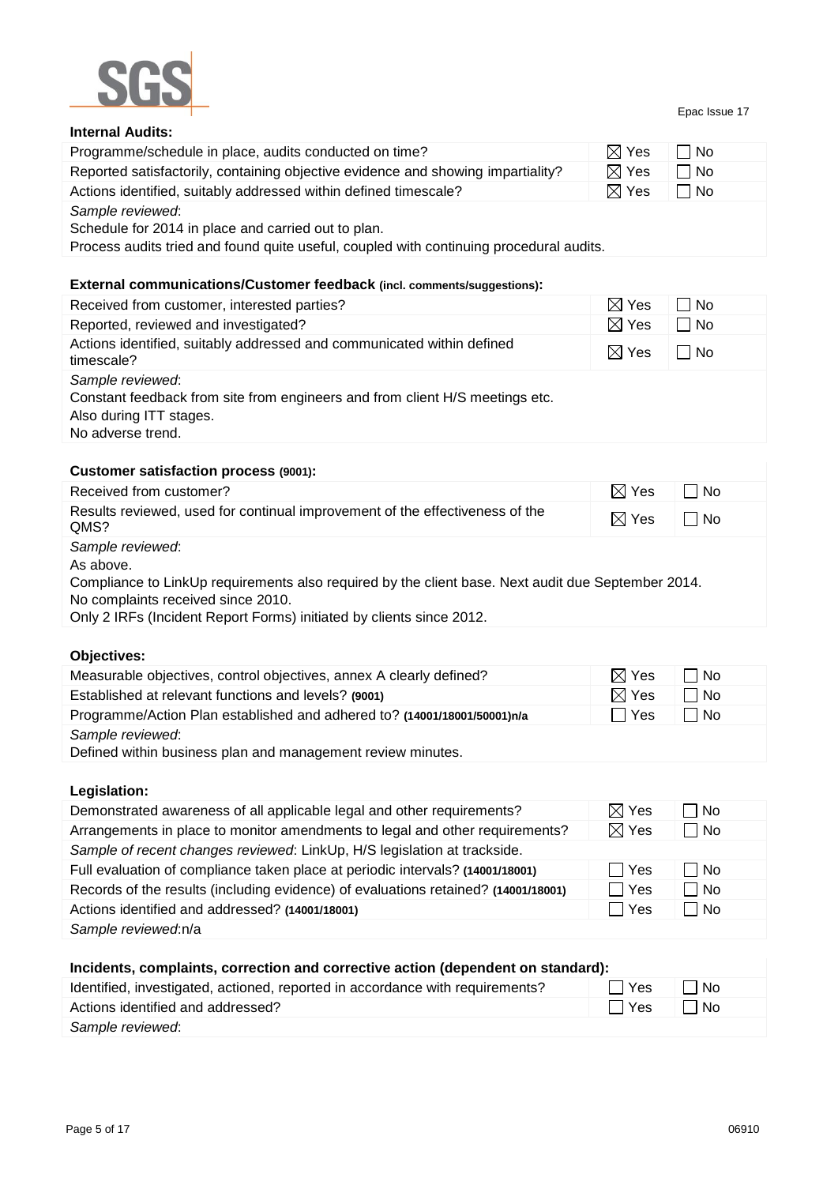**Internal Audits:**

| | | |
|---|---|---|
| Programme/schedule in place, audits conducted on time? | ☒ Yes | ☐ No |
| Reported satisfactorily, containing objective evidence and showing impartiality? | ☒ Yes | ☐ No |
| Actions identified, suitably addressed within defined timescale? | ☒ Yes | ☐ No |

*Sample reviewed*:
Schedule for 2014 in place and carried out to plan.
Process audits tried and found quite useful, coupled with continuing procedural audits.

**External communications/Customer feedback (incl. comments/suggestions):**

| | | |
|---|---|---|
| Received from customer, interested parties? | ☒ Yes | ☐ No |
| Reported, reviewed and investigated? | ☒ Yes | ☐ No |
| Actions identified, suitably addressed and communicated within defined timescale? | ☒ Yes | ☐ No |

*Sample reviewed*:
Constant feedback from site from engineers and from client H/S meetings etc.
Also during ITT stages.
No adverse trend.

**Customer satisfaction process (9001):**

| | | |
|---|---|---|
| Received from customer? | ☒ Yes | ☐ No |
| Results reviewed, used for continual improvement of the effectiveness of the QMS? | ☒ Yes | ☐ No |

*Sample reviewed*:
As above.
Compliance to LinkUp requirements also required by the client base. Next audit due September 2014.
No complaints received since 2010.
Only 2 IRFs (Incident Report Forms) initiated by clients since 2012.

**Objectives:**

| | | |
|---|---|---|
| Measurable objectives, control objectives, annex A clearly defined? | ☒ Yes | ☐ No |
| Established at relevant functions and levels? **(9001)** | ☒ Yes | ☐ No |
| Programme/Action Plan established and adhered to? **(14001/18001/50001)n/a** | ☐ Yes | ☐ No |

*Sample reviewed*:
Defined within business plan and management review minutes.

**Legislation:**

| | | |
|---|---|---|
| Demonstrated awareness of all applicable legal and other requirements? | ☒ Yes | ☐ No |
| Arrangements in place to monitor amendments to legal and other requirements? | ☒ Yes | ☐ No |
| *Sample of recent changes reviewed*: LinkUp, H/S legislation at trackside. | | |
| Full evaluation of compliance taken place at periodic intervals? **(14001/18001)** | ☐ Yes | ☐ No |
| Records of the results (including evidence) of evaluations retained? **(14001/18001)** | ☐ Yes | ☐ No |
| Actions identified and addressed? **(14001/18001)** | ☐ Yes | ☐ No |

*Sample reviewed*:n/a

**Incidents, complaints, correction and corrective action (dependent on standard):**

| | | |
|---|---|---|
| Identified, investigated, actioned, reported in accordance with requirements? | ☐ Yes | ☐ No |
| Actions identified and addressed? | ☐ Yes | ☐ No |

*Sample reviewed*: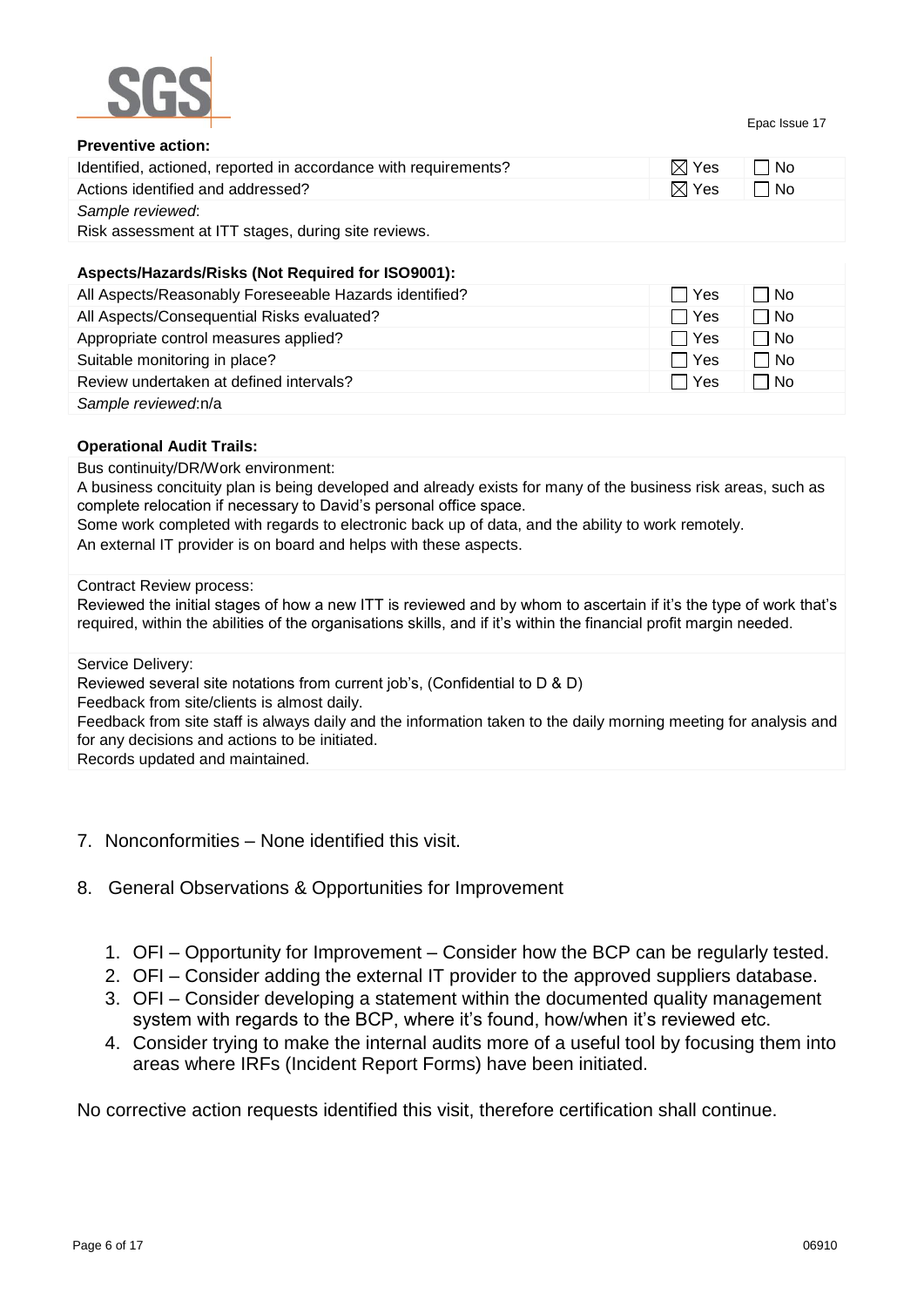**Preventive action:**

| | | |
|---|---|---|
| Identified, actioned, reported in accordance with requirements? | ☒ Yes | ☐ No |
| Actions identified and addressed? | ☒ Yes | ☐ No |
| *Sample reviewed*:<br>Risk assessment at ITT stages, during site reviews. | | |

**Aspects/Hazards/Risks (Not Required for ISO9001):**

| | | |
|---|---|---|
| All Aspects/Reasonably Foreseeable Hazards identified? | ☐ Yes | ☐ No |
| All Aspects/Consequential Risks evaluated? | ☐ Yes | ☐ No |
| Appropriate control measures applied? | ☐ Yes | ☐ No |
| Suitable monitoring in place? | ☐ Yes | ☐ No |
| Review undertaken at defined intervals? | ☐ Yes | ☐ No |
| *Sample reviewed*:n/a | | |

**Operational Audit Trails:**

Bus continuity/DR/Work environment:
A business concituity plan is being developed and already exists for many of the business risk areas, such as complete relocation if necessary to David's personal office space.
Some work completed with regards to electronic back up of data, and the ability to work remotely.
An external IT provider is on board and helps with these aspects.

Contract Review process:
Reviewed the initial stages of how a new ITT is reviewed and by whom to ascertain if it's the type of work that's required, within the abilities of the organisations skills, and if it's within the financial profit margin needed.

Service Delivery:
Reviewed several site notations from current job's, (Confidential to D & D)
Feedback from site/clients is almost daily.
Feedback from site staff is always daily and the information taken to the daily morning meeting for analysis and for any decisions and actions to be initiated.
Records updated and maintained.

7. Nonconformities – None identified this visit.

8. General Observations & Opportunities for Improvement

    1. OFI – Opportunity for Improvement – Consider how the BCP can be regularly tested.
    2. OFI – Consider adding the external IT provider to the approved suppliers database.
    3. OFI – Consider developing a statement within the documented quality management system with regards to the BCP, where it's found, how/when it's reviewed etc.
    4. Consider trying to make the internal audits more of a useful tool by focusing them into areas where IRFs (Incident Report Forms) have been initiated.

No corrective action requests identified this visit, therefore certification shall continue.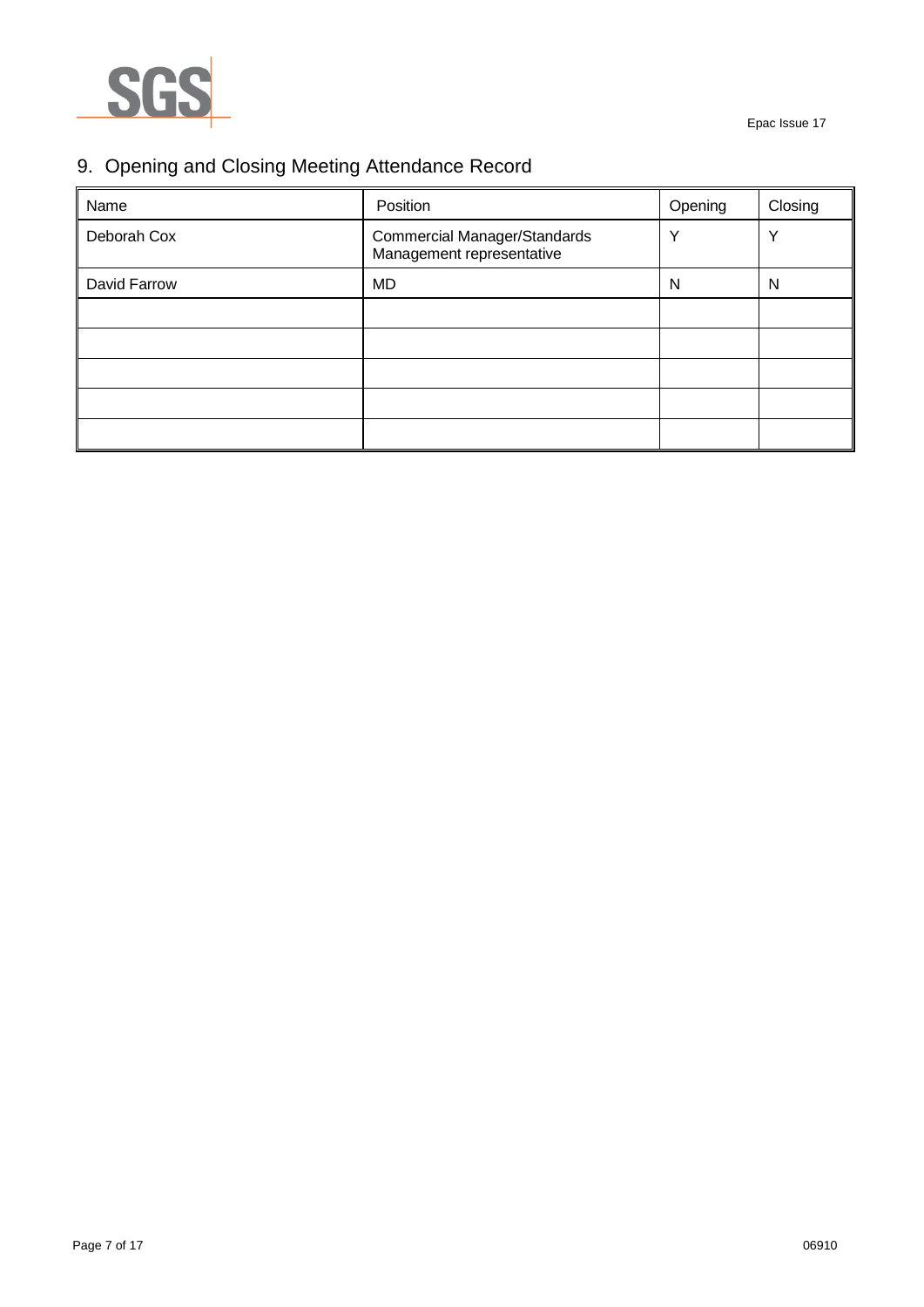## 9. Opening and Closing Meeting Attendance Record

| Name | Position | Opening | Closing |
| --- | --- | --- | --- |
| Deborah Cox | Commercial Manager/Standards Management representative | Y | Y |
| David Farrow | MD | N | N |
| | | | |
| | | | |
| | | | |
| | | | |
| | | | |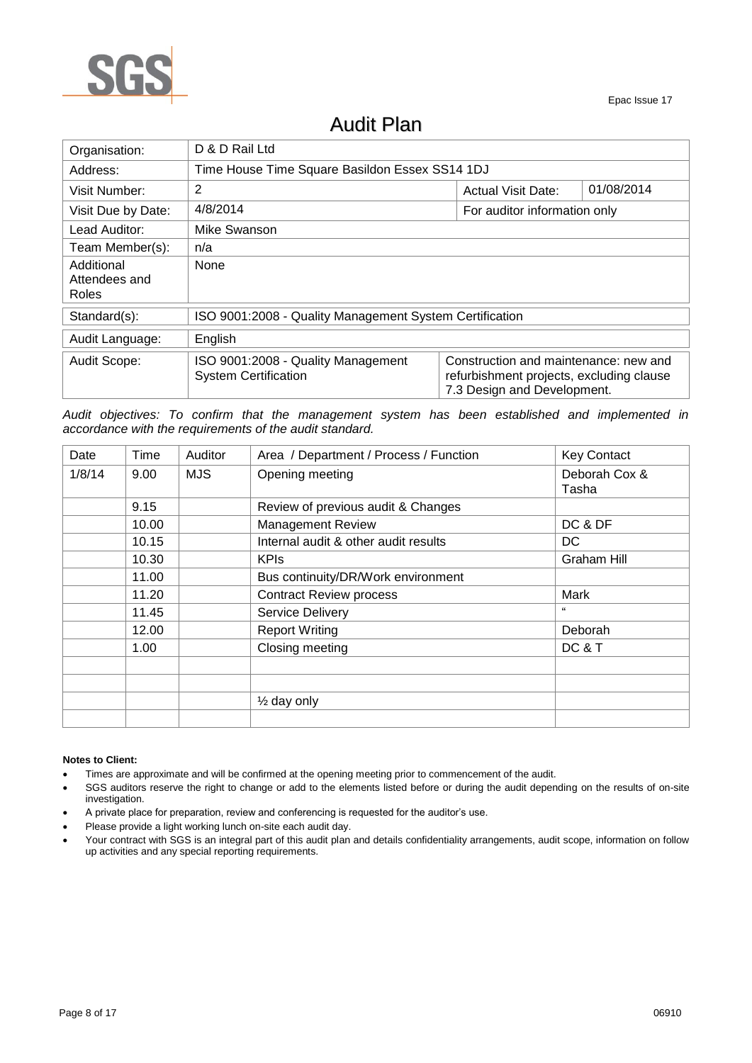SGS

Epac Issue 17

# Audit Plan

| | | | |
|---|---|---|---|
| Organisation: | D & D Rail Ltd | | |
| Address: | Time House Time Square Basildon Essex SS14 1DJ | | |
| Visit Number: | 2 | Actual Visit Date: | 01/08/2014 |
| Visit Due by Date: | 4/8/2014 | For auditor information only | |
| Lead Auditor: | Mike Swanson | | |
| Team Member(s): | n/a | | |
| Additional Attendees and Roles | None | | |
| Standard(s): | ISO 9001:2008 - Quality Management System Certification | | |
| Audit Language: | English | | |
| Audit Scope: | ISO 9001:2008 - Quality Management System Certification | Construction and maintenance: new and refurbishment projects, excluding clause 7.3 Design and Development. | |

*Audit objectives: To confirm that the management system has been established and implemented in accordance with the requirements of the audit standard.*

| Date | Time | Auditor | Area / Department / Process / Function | Key Contact |
|---|---|---|---|---|
| 1/8/14 | 9.00 | MJS | Opening meeting | Deborah Cox & Tasha |
| | 9.15 | | Review of previous audit & Changes | |
| | 10.00 | | Management Review | DC & DF |
| | 10.15 | | Internal audit & other audit results | DC |
| | 10.30 | | KPIs | Graham Hill |
| | 11.00 | | Bus continuity/DR/Work environment | |
| | 11.20 | | Contract Review process | Mark |
| | 11.45 | | Service Delivery | " |
| | 12.00 | | Report Writing | Deborah |
| | 1.00 | | Closing meeting | DC & T |
| | | | | |
| | | | | |
| | | | ½ day only | |
| | | | | |

**Notes to Client:**

- Times are approximate and will be confirmed at the opening meeting prior to commencement of the audit.
- SGS auditors reserve the right to change or add to the elements listed before or during the audit depending on the results of on-site investigation.
- A private place for preparation, review and conferencing is requested for the auditor's use.
- Please provide a light working lunch on-site each audit day.
- Your contract with SGS is an integral part of this audit plan and details confidentiality arrangements, audit scope, information on follow up activities and any special reporting requirements.

06910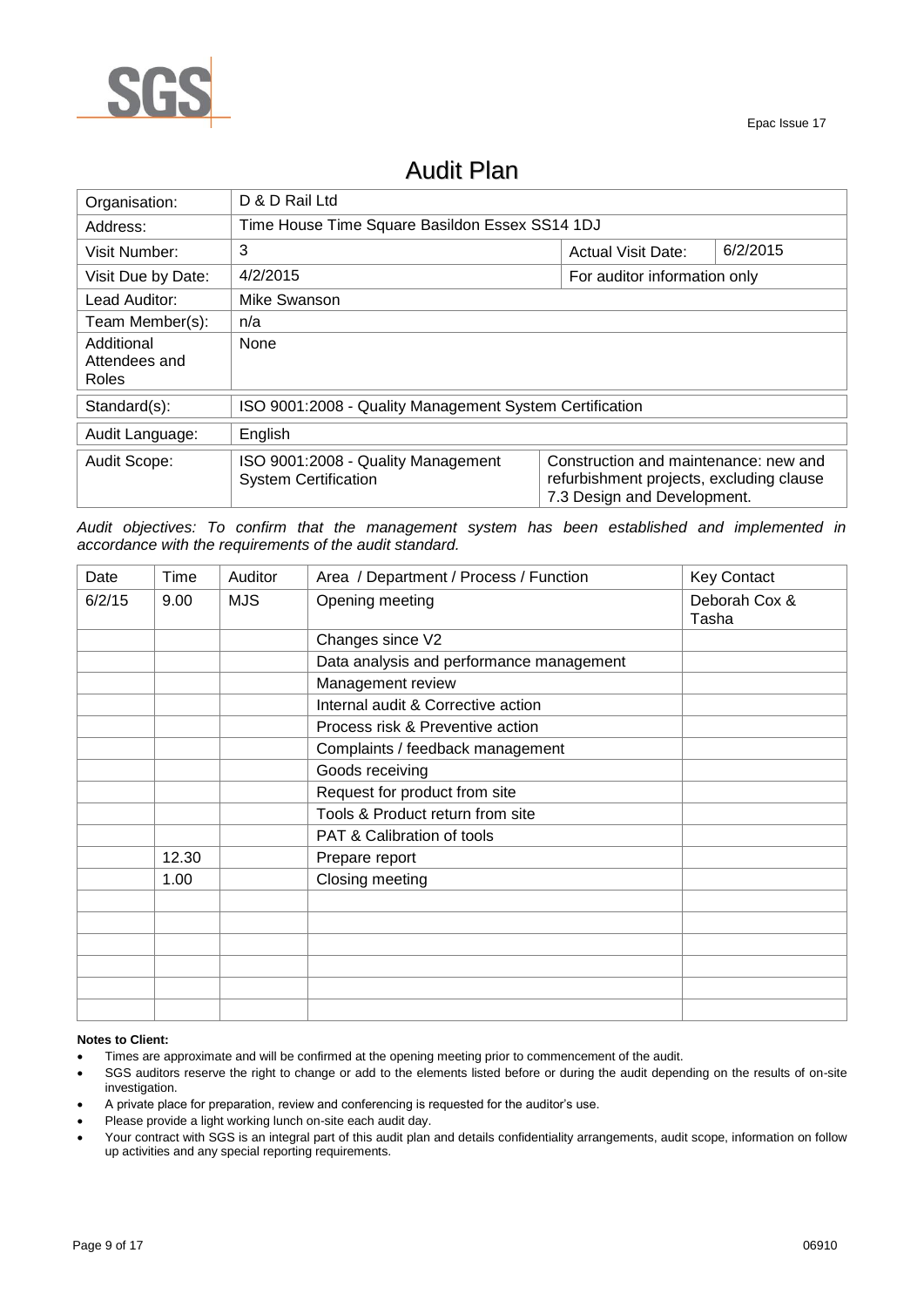Epac Issue 17

# Audit Plan

| Organisation: | D & D Rail Ltd | | |
|---|---|---|---|
| Address: | Time House Time Square Basildon Essex SS14 1DJ | | |
| Visit Number: | 3 | Actual Visit Date: | 6/2/2015 |
| Visit Due by Date: | 4/2/2015 | For auditor information only | |
| Lead Auditor: | Mike Swanson | | |
| Team Member(s): | n/a | | |
| Additional Attendees and Roles | None | | |
| Standard(s): | ISO 9001:2008 - Quality Management System Certification | | |
| Audit Language: | English | | |
| Audit Scope: | ISO 9001:2008 - Quality Management System Certification | Construction and maintenance: new and refurbishment projects, excluding clause 7.3 Design and Development. | |

*Audit objectives: To confirm that the management system has been established and implemented in accordance with the requirements of the audit standard.*

| Date | Time | Auditor | Area / Department / Process / Function | Key Contact |
|---|---|---|---|---|
| 6/2/15 | 9.00 | MJS | Opening meeting | Deborah Cox & Tasha |
| | | | Changes since V2 | |
| | | | Data analysis and performance management | |
| | | | Management review | |
| | | | Internal audit & Corrective action | |
| | | | Process risk & Preventive action | |
| | | | Complaints / feedback management | |
| | | | Goods receiving | |
| | | | Request for product from site | |
| | | | Tools & Product return from site | |
| | | | PAT & Calibration of tools | |
| | 12.30 | | Prepare report | |
| | 1.00 | | Closing meeting | |
| | | | | |
| | | | | |
| | | | | |
| | | | | |
| | | | | |
| | | | | |

**Notes to Client:**

- Times are approximate and will be confirmed at the opening meeting prior to commencement of the audit.
- SGS auditors reserve the right to change or add to the elements listed before or during the audit depending on the results of on-site investigation.
- A private place for preparation, review and conferencing is requested for the auditor's use.
- Please provide a light working lunch on-site each audit day.
- Your contract with SGS is an integral part of this audit plan and details confidentiality arrangements, audit scope, information on follow up activities and any special reporting requirements.

06910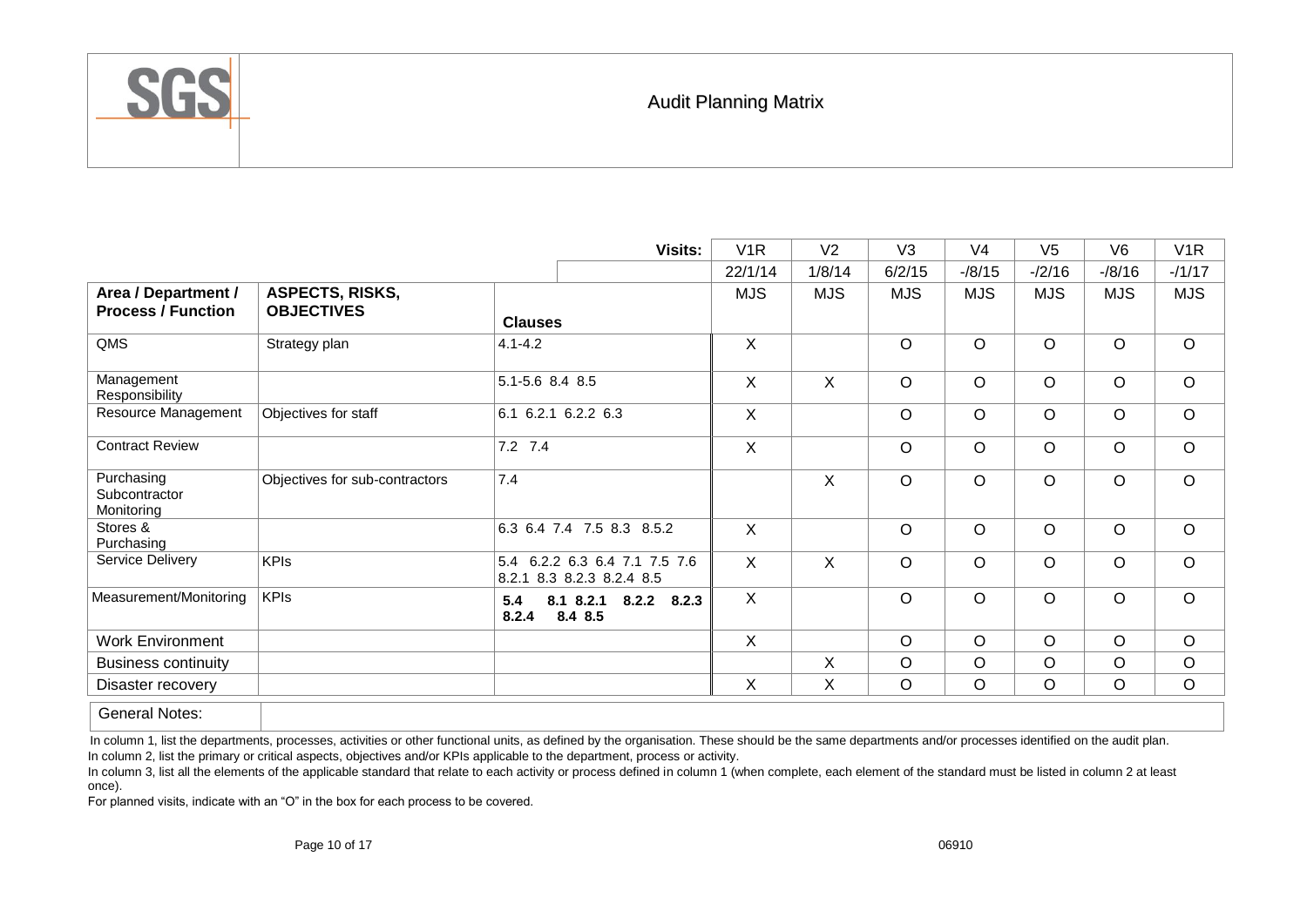# Audit Planning Matrix

| Area / Department / Process / Function | ASPECTS, RISKS, OBJECTIVES | Clauses | V1R | V2 | V3 | V4 | V5 | V6 | V1R |
|---|---|---|---|---|---|---|---|---|---|
| | | Visits: | 22/1/14 | 1/8/14 | 6/2/15 | -/8/15 | -/2/16 | -/8/16 | -/1/17 |
| | | | MJS | MJS | MJS | MJS | MJS | MJS | MJS |
| QMS | Strategy plan | 4.1-4.2 | X | | O | O | O | O | O |
| Management Responsibility | | 5.1-5.6 8.4 8.5 | X | X | O | O | O | O | O |
| Resource Management | Objectives for staff | 6.1 6.2.1 6.2.2 6.3 | X | | O | O | O | O | O |
| Contract Review | | 7.2 7.4 | X | | O | O | O | O | O |
| Purchasing Subcontractor Monitoring | Objectives for sub-contractors | 7.4 | | X | O | O | O | O | O |
| Stores & Purchasing | | 6.3 6.4 7.4 7.5 8.3 8.5.2 | X | | O | O | O | O | O |
| Service Delivery | KPIs | 5.4 6.2.2 6.3 6.4 7.1 7.5 7.6 8.2.1 8.3 8.2.3 8.2.4 8.5 | X | X | O | O | O | O | O |
| Measurement/Monitoring | KPIs | **5.4 8.1 8.2.1 8.2.2 8.2.3 8.2.4 8.4 8.5** | X | | O | O | O | O | O |
| Work Environment | | | X | | O | O | O | O | O |
| Business continuity | | | | X | O | O | O | O | O |
| Disaster recovery | | | X | X | O | O | O | O | O |

General Notes:

In column 1, list the departments, processes, activities or other functional units, as defined by the organisation. These should be the same departments and/or processes identified on the audit plan.
In column 2, list the primary or critical aspects, objectives and/or KPIs applicable to the department, process or activity.
In column 3, list all the elements of the applicable standard that relate to each activity or process defined in column 1 (when complete, each element of the standard must be listed in column 2 at least once).
For planned visits, indicate with an "O" in the box for each process to be covered.

06910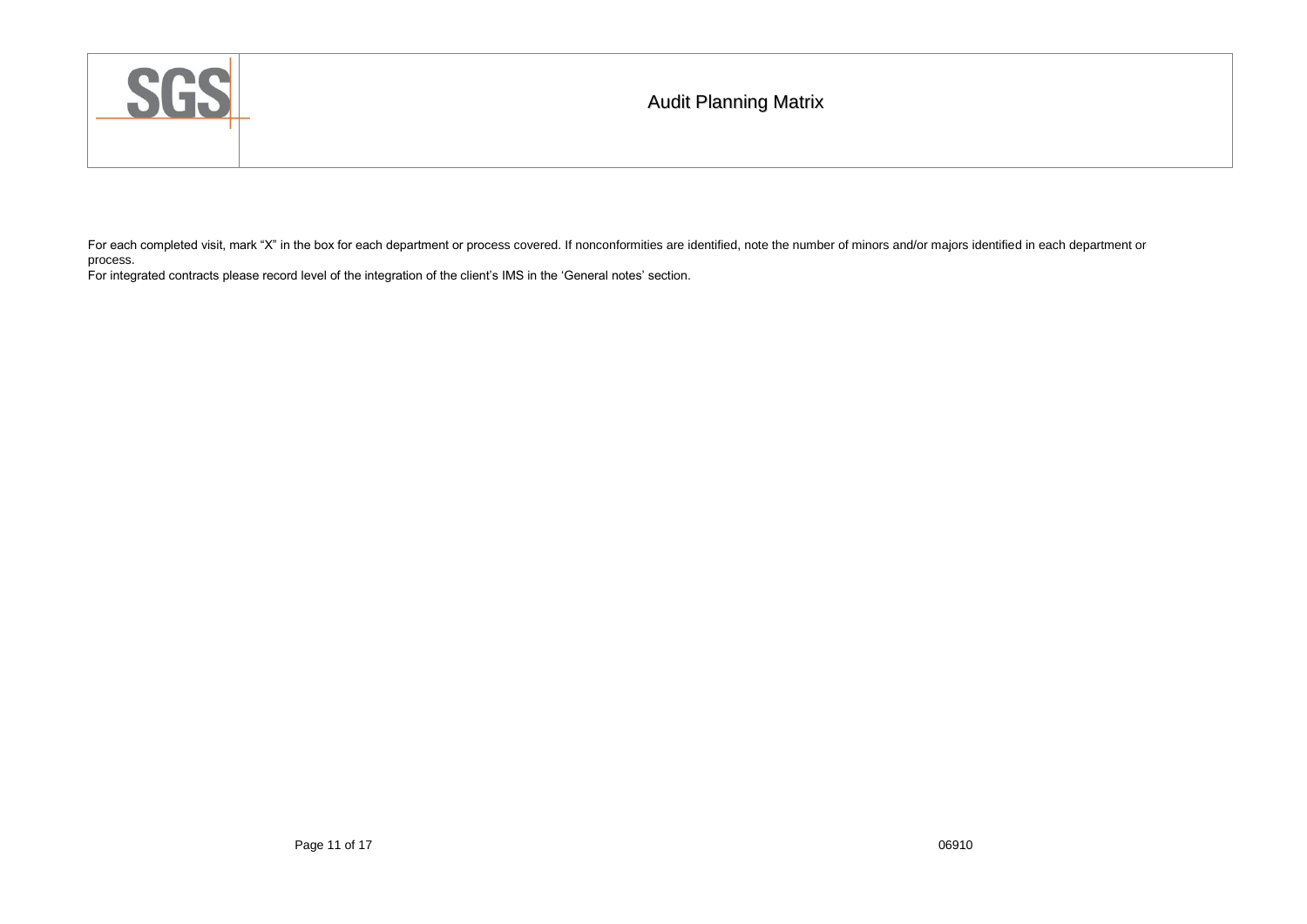# Audit Planning Matrix

For each completed visit, mark "X" in the box for each department or process covered. If nonconformities are identified, note the number of minors and/or majors identified in each department or process.

For integrated contracts please record level of the integration of the client's IMS in the 'General notes' section.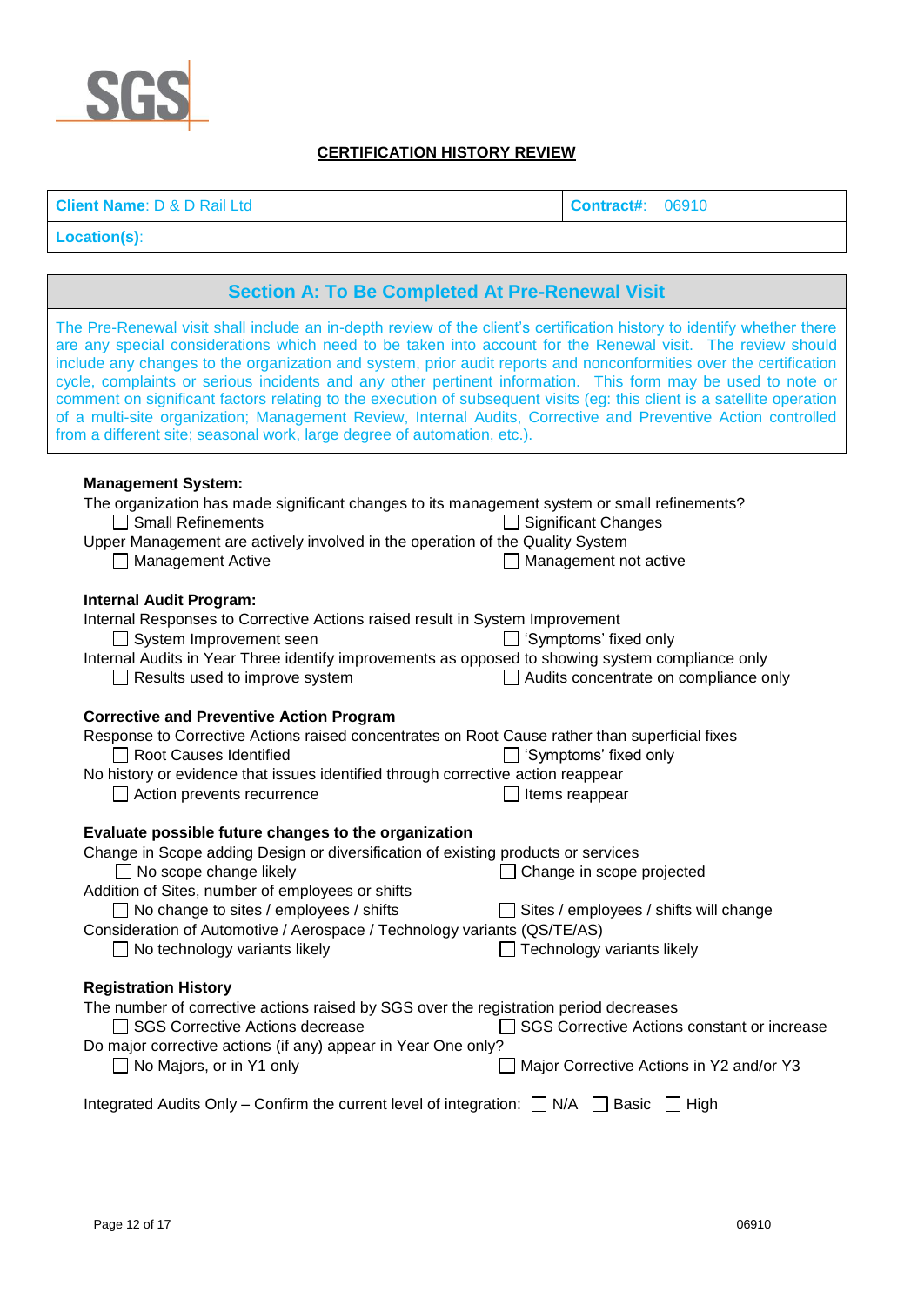SGS

# CERTIFICATION HISTORY REVIEW

| **Client Name**: D & D Rail Ltd | **Contract#**: 06910 |
|---|---|
| **Location(s)**: | |

## Section A: To Be Completed At Pre-Renewal Visit

The Pre-Renewal visit shall include an in-depth review of the client's certification history to identify whether there are any special considerations which need to be taken into account for the Renewal visit. The review should include any changes to the organization and system, prior audit reports and nonconformities over the certification cycle, complaints or serious incidents and any other pertinent information. This form may be used to note or comment on significant factors relating to the execution of subsequent visits (eg: this client is a satellite operation of a multi-site organization; Management Review, Internal Audits, Corrective and Preventive Action controlled from a different site; seasonal work, large degree of automation, etc.).

**Management System:**

The organization has made significant changes to its management system or small refinements?

- ☐ Small Refinements ☐ Significant Changes

Upper Management are actively involved in the operation of the Quality System

- ☐ Management Active ☐ Management not active

**Internal Audit Program:**

Internal Responses to Corrective Actions raised result in System Improvement

- ☐ System Improvement seen ☐ 'Symptoms' fixed only

Internal Audits in Year Three identify improvements as opposed to showing system compliance only

- ☐ Results used to improve system ☐ Audits concentrate on compliance only

**Corrective and Preventive Action Program**

Response to Corrective Actions raised concentrates on Root Cause rather than superficial fixes

- ☐ Root Causes Identified ☐ 'Symptoms' fixed only

No history or evidence that issues identified through corrective action reappear

- ☐ Action prevents recurrence ☐ Items reappear

**Evaluate possible future changes to the organization**

Change in Scope adding Design or diversification of existing products or services

- ☐ No scope change likely ☐ Change in scope projected

Addition of Sites, number of employees or shifts

- ☐ No change to sites / employees / shifts ☐ Sites / employees / shifts will change

Consideration of Automotive / Aerospace / Technology variants (QS/TE/AS)

- ☐ No technology variants likely ☐ Technology variants likely

**Registration History**

The number of corrective actions raised by SGS over the registration period decreases

- ☐ SGS Corrective Actions decrease ☐ SGS Corrective Actions constant or increase

Do major corrective actions (if any) appear in Year One only?

- ☐ No Majors, or in Y1 only ☐ Major Corrective Actions in Y2 and/or Y3

Integrated Audits Only – Confirm the current level of integration: ☐ N/A ☐ Basic ☐ High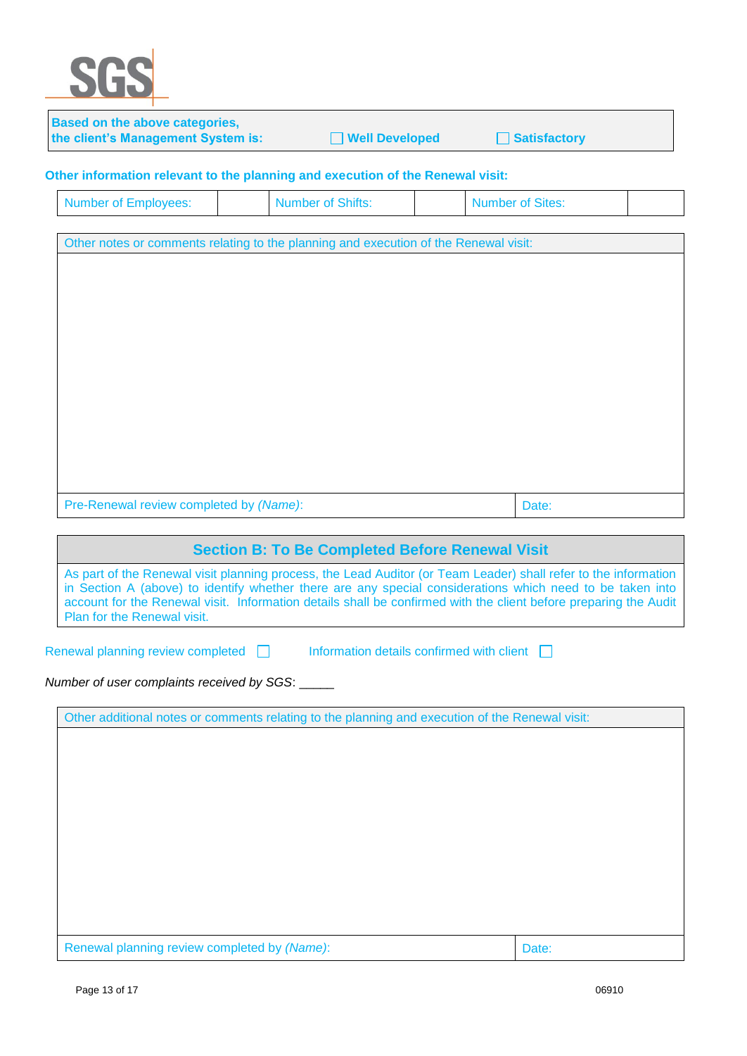| **Based on the above categories, the client's Management System is:** | ☐ **Well Developed** | ☐ **Satisfactory** |
|---|---|---|

**Other information relevant to the planning and execution of the Renewal visit:**

| Number of Employees: | | Number of Shifts: | | Number of Sites: | |
|---|---|---|---|---|---|

| Other notes or comments relating to the planning and execution of the Renewal visit: | |
|---|---|
| | |
| Pre-Renewal review completed by *(Name)*: | Date: |

## Section B: To Be Completed Before Renewal Visit

As part of the Renewal visit planning process, the Lead Auditor (or Team Leader) shall refer to the information in Section A (above) to identify whether there are any special considerations which need to be taken into account for the Renewal visit. Information details shall be confirmed with the client before preparing the Audit Plan for the Renewal visit.

Renewal planning review completed ☐  Information details confirmed with client ☐

*Number of user complaints received by SGS*: _____

| Other additional notes or comments relating to the planning and execution of the Renewal visit: | |
|---|---|
| | |
| Renewal planning review completed by *(Name)*: | Date: |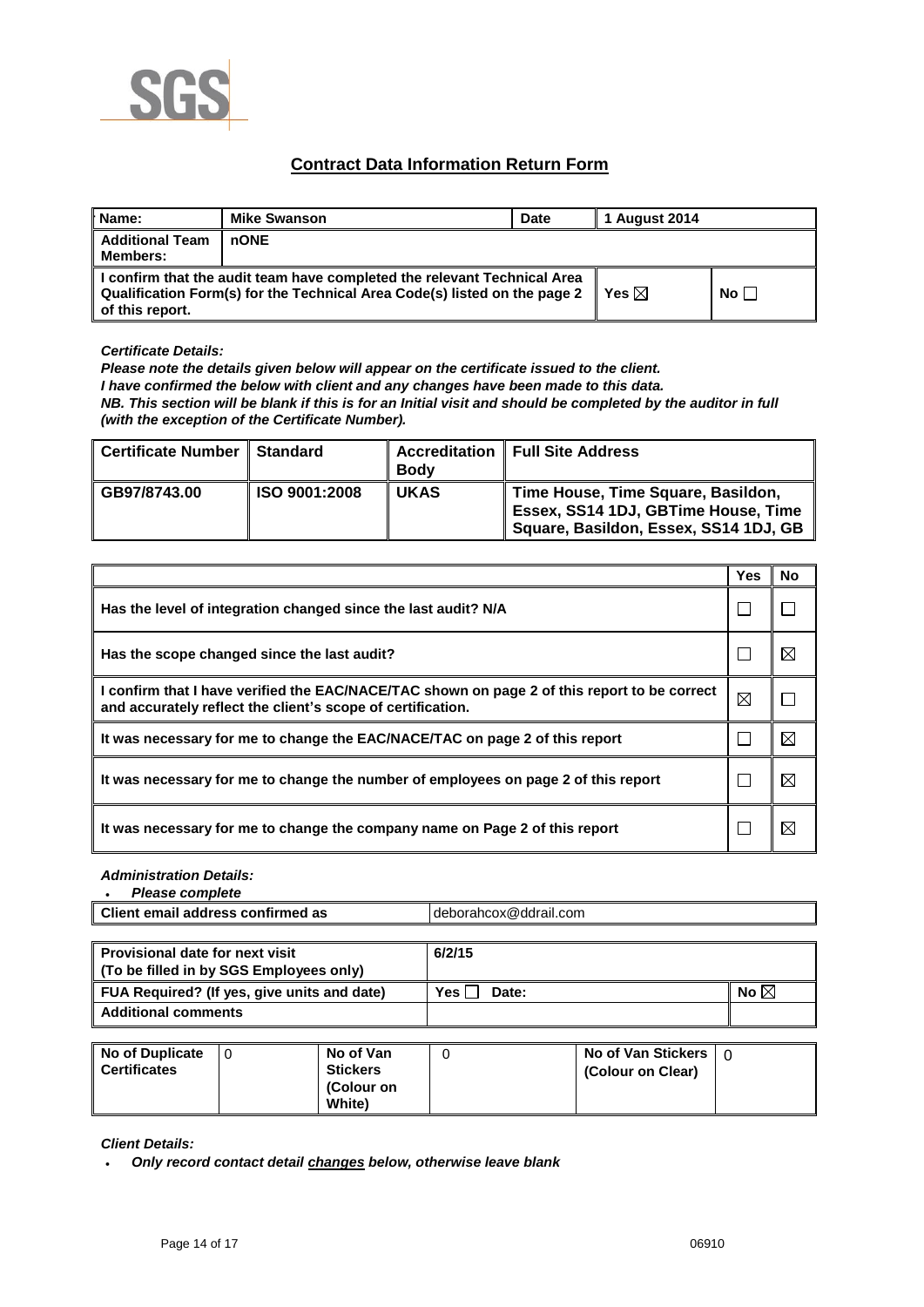SGS

## Contract Data Information Return Form

| Name: | Mike Swanson | Date | 1 August 2014 | |
|---|---|---|---|---|
| **Additional Team Members:** | nONE | | | |
| **I confirm that the audit team have completed the relevant Technical Area Qualification Form(s) for the Technical Area Code(s) listed on the page 2 of this report.** | | | Yes ☒ | No ☐ |

***Certificate Details:***

***Please note the details given below will appear on the certificate issued to the client.***
***I have confirmed the below with client and any changes have been made to this data.***
***NB. This section will be blank if this is for an Initial visit and should be completed by the auditor in full (with the exception of the Certificate Number).***

| Certificate Number | Standard | Accreditation Body | Full Site Address |
|---|---|---|---|
| GB97/8743.00 | ISO 9001:2008 | UKAS | Time House, Time Square, Basildon, Essex, SS14 1DJ, GBTime House, Time Square, Basildon, Essex, SS14 1DJ, GB |

| | Yes | No |
|---|---|---|
| **Has the level of integration changed since the last audit? N/A** | ☐ | ☐ |
| **Has the scope changed since the last audit?** | ☐ | ☒ |
| **I confirm that I have verified the EAC/NACE/TAC shown on page 2 of this report to be correct and accurately reflect the client's scope of certification.** | ☒ | ☐ |
| **It was necessary for me to change the EAC/NACE/TAC on page 2 of this report** | ☐ | ☒ |
| **It was necessary for me to change the number of employees on page 2 of this report** | ☐ | ☒ |
| **It was necessary for me to change the company name on Page 2 of this report** | ☐ | ☒ |

***Administration Details:***

- ***Please complete***

| Client email address confirmed as | deborahcox@ddrail.com |
|---|---|

| Provisional date for next visit (To be filled in by SGS Employees only) | 6/2/15 | |
|---|---|---|
| **FUA Required? (If yes, give units and date)** | Yes ☐ Date: | No ☒ |
| **Additional comments** | | |

| No of Duplicate Certificates | 0 | No of Van Stickers (Colour on White) | 0 | No of Van Stickers (Colour on Clear) | 0 |
|---|---|---|---|---|---|

***Client Details:***

- ***Only record contact detail <u>changes</u> below, otherwise leave blank***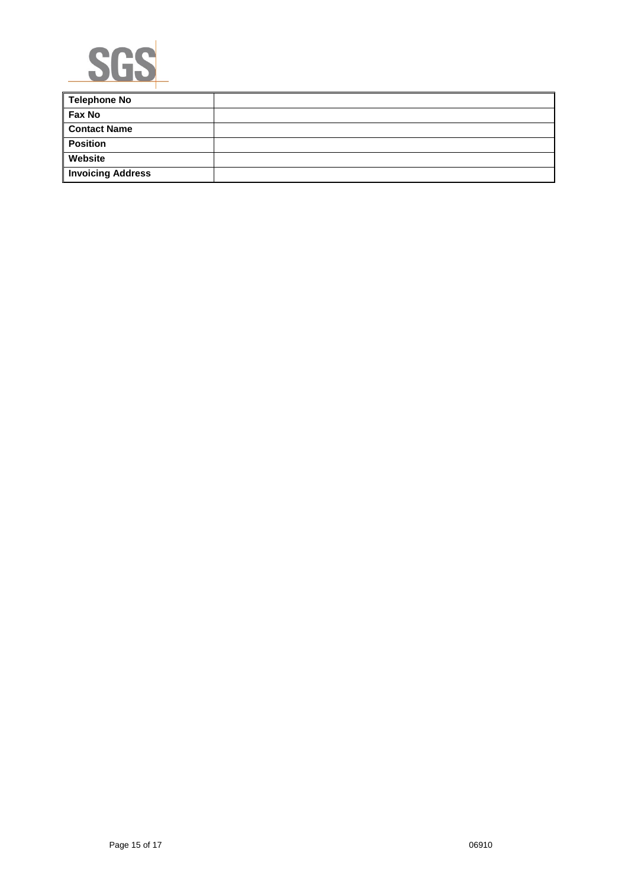| | |
|---|---|
| **Telephone No** | |
| **Fax No** | |
| **Contact Name** | |
| **Position** | |
| **Website** | |
| **Invoicing Address** | |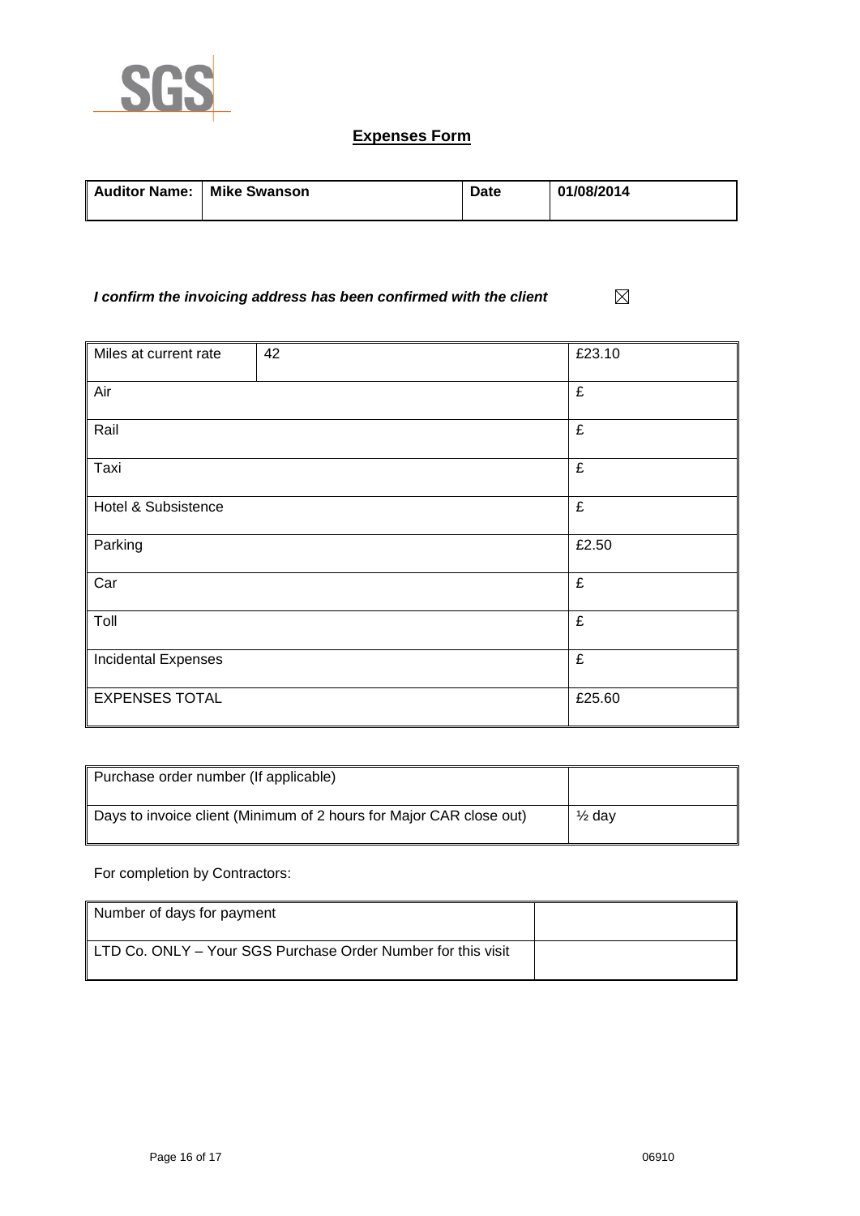SGS

## Expenses Form

| **Auditor Name:** | **Mike Swanson** | **Date** | **01/08/2014** |
|---|---|---|---|

***I confirm the invoicing address has been confirmed with the client*** ☒

| Miles at current rate | 42 | £23.10 |
|---|---|---|
| Air | | £ |
| Rail | | £ |
| Taxi | | £ |
| Hotel & Subsistence | | £ |
| Parking | | £2.50 |
| Car | | £ |
| Toll | | £ |
| Incidental Expenses | | £ |
| EXPENSES TOTAL | | £25.60 |

| Purchase order number (If applicable) | |
|---|---|
| Days to invoice client (Minimum of 2 hours for Major CAR close out) | ½ day |

For completion by Contractors:

| Number of days for payment | |
|---|---|
| LTD Co. ONLY – Your SGS Purchase Order Number for this visit | |

06910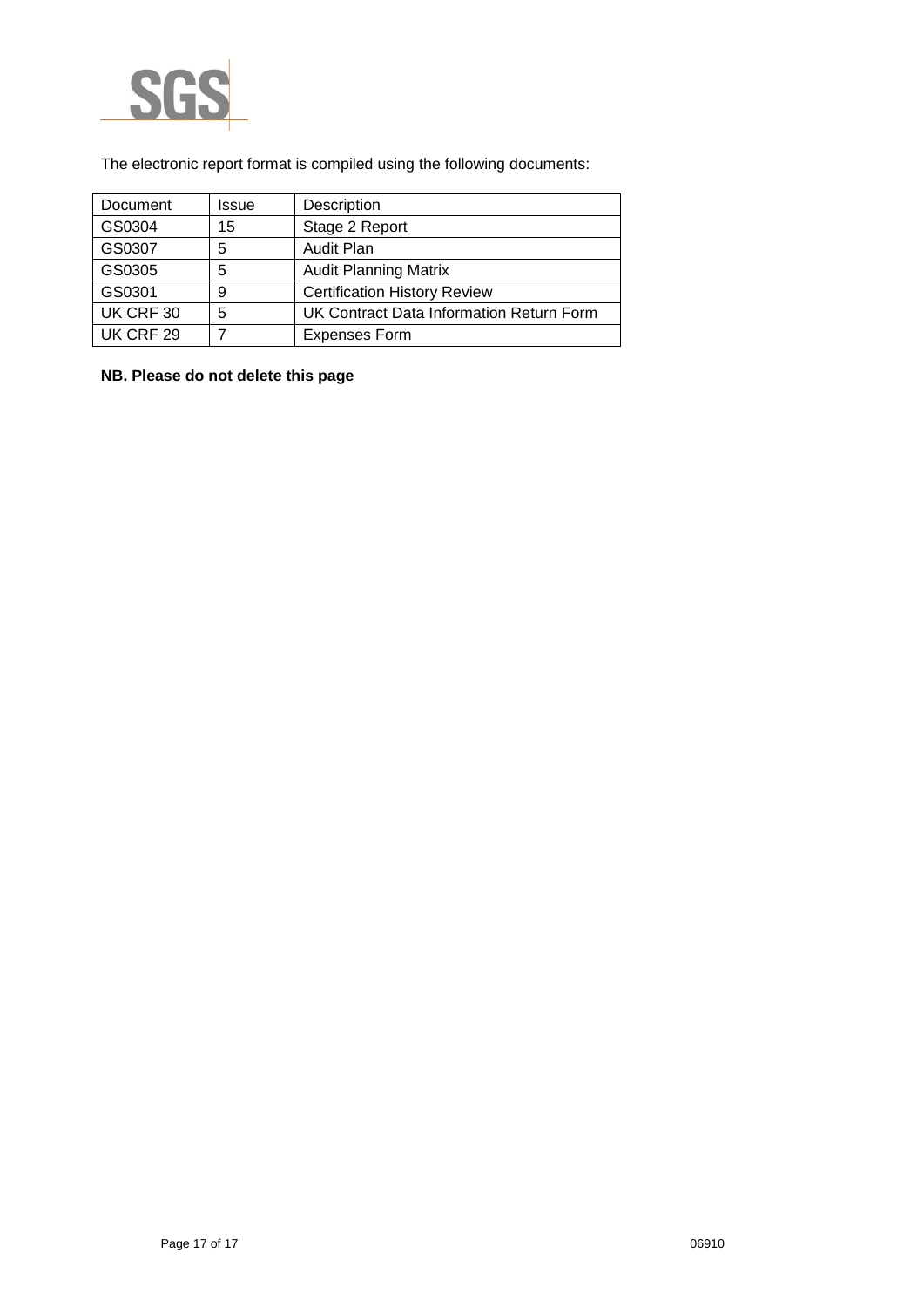The electronic report format is compiled using the following documents:

| Document | Issue | Description |
|---|---|---|
| GS0304 | 15 | Stage 2 Report |
| GS0307 | 5 | Audit Plan |
| GS0305 | 5 | Audit Planning Matrix |
| GS0301 | 9 | Certification History Review |
| UK CRF 30 | 5 | UK Contract Data Information Return Form |
| UK CRF 29 | 7 | Expenses Form |

**NB. Please do not delete this page**